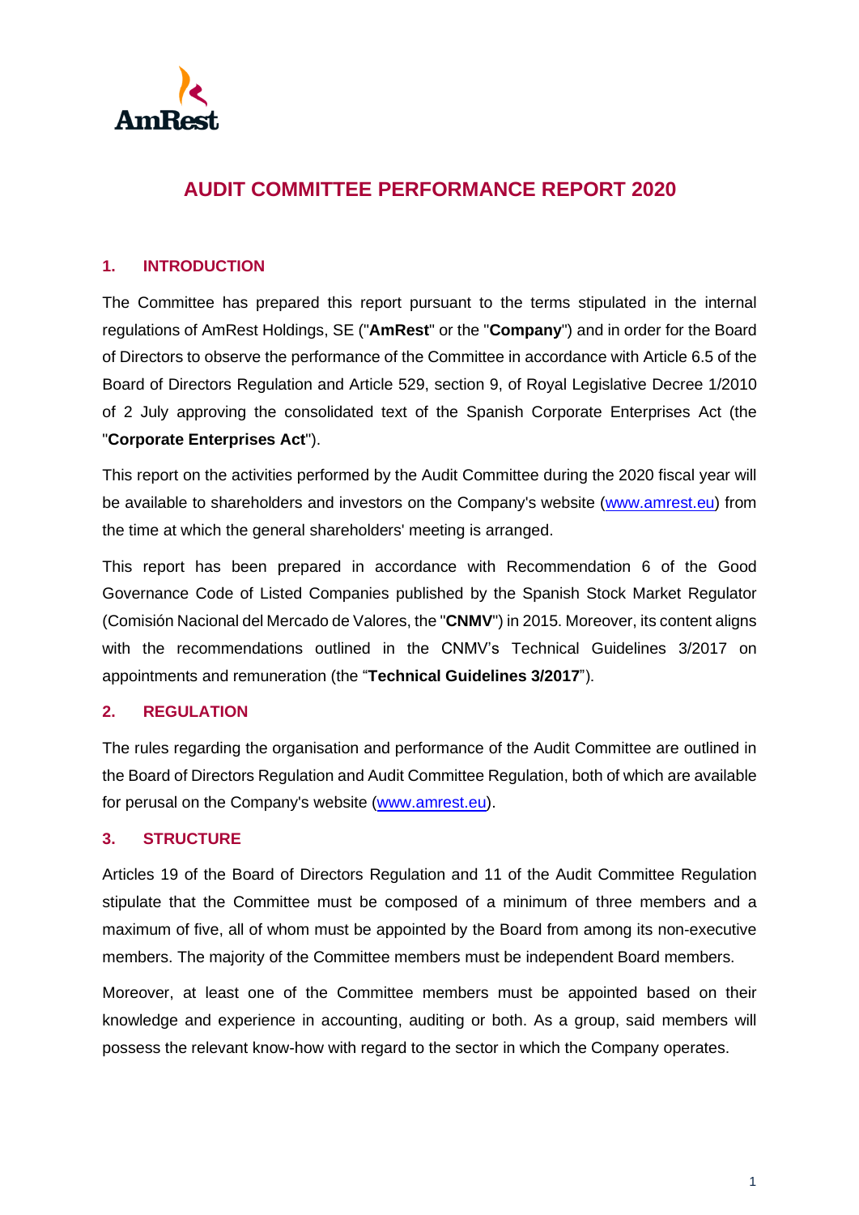# AUDIT COMMITTEE PERFORMANCE REPORT 2020

## 1. INTRODUCTION

The Committee has prepared this report pursuant to the terms stipulated in the internal regulations of AmRest Holdings, SE ("**AmRest**" or the "**Company**") and in order for the Board of Directors to observe the performance of the Committee in accordance with Article 6.5 of the Board of Directors Regulation and Article 529, section 9, of Royal Legislative Decree 1/2010 of 2 July approving the consolidated text of the Spanish Corporate Enterprises Act (the "**Corporate Enterprises Act**").

This report on the activities performed by the Audit Committee during the 2020 fiscal year will be available to shareholders and investors on the Company's website (www.amrest.eu) from the time at which the general shareholders' meeting is arranged.

This report has been prepared in accordance with Recommendation 6 of the Good Governance Code of Listed Companies published by the Spanish Stock Market Regulator (Comisión Nacional del Mercado de Valores, the "**CNMV**") in 2015. Moreover, its content aligns with the recommendations outlined in the CNMV's Technical Guidelines 3/2017 on appointments and remuneration (the "**Technical Guidelines 3/2017**").

## 2. REGULATION

The rules regarding the organisation and performance of the Audit Committee are outlined in the Board of Directors Regulation and Audit Committee Regulation, both of which are available for perusal on the Company's website (www.amrest.eu).

## 3. STRUCTURE

Articles 19 of the Board of Directors Regulation and 11 of the Audit Committee Regulation stipulate that the Committee must be composed of a minimum of three members and a maximum of five, all of whom must be appointed by the Board from among its non-executive members. The majority of the Committee members must be independent Board members.

Moreover, at least one of the Committee members must be appointed based on their knowledge and experience in accounting, auditing or both. As a group, said members will possess the relevant know-how with regard to the sector in which the Company operates.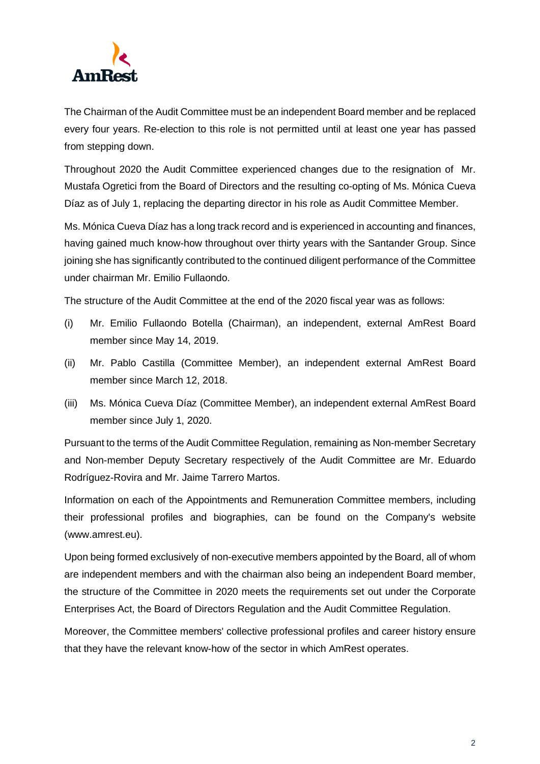The Chairman of the Audit Committee must be an independent Board member and be replaced every four years. Re-election to this role is not permitted until at least one year has passed from stepping down.

Throughout 2020 the Audit Committee experienced changes due to the resignation of Mr. Mustafa Ogretici from the Board of Directors and the resulting co-opting of Ms. Mónica Cueva Díaz as of July 1, replacing the departing director in his role as Audit Committee Member.

Ms. Mónica Cueva Díaz has a long track record and is experienced in accounting and finances, having gained much know-how throughout over thirty years with the Santander Group. Since joining she has significantly contributed to the continued diligent performance of the Committee under chairman Mr. Emilio Fullaondo.

The structure of the Audit Committee at the end of the 2020 fiscal year was as follows:

(i) Mr. Emilio Fullaondo Botella (Chairman), an independent, external AmRest Board member since May 14, 2019.

(ii) Mr. Pablo Castilla (Committee Member), an independent external AmRest Board member since March 12, 2018.

(iii) Ms. Mónica Cueva Díaz (Committee Member), an independent external AmRest Board member since July 1, 2020.

Pursuant to the terms of the Audit Committee Regulation, remaining as Non-member Secretary and Non-member Deputy Secretary respectively of the Audit Committee are Mr. Eduardo Rodríguez-Rovira and Mr. Jaime Tarrero Martos.

Information on each of the Appointments and Remuneration Committee members, including their professional profiles and biographies, can be found on the Company's website (www.amrest.eu).

Upon being formed exclusively of non-executive members appointed by the Board, all of whom are independent members and with the chairman also being an independent Board member, the structure of the Committee in 2020 meets the requirements set out under the Corporate Enterprises Act, the Board of Directors Regulation and the Audit Committee Regulation.

Moreover, the Committee members' collective professional profiles and career history ensure that they have the relevant know-how of the sector in which AmRest operates.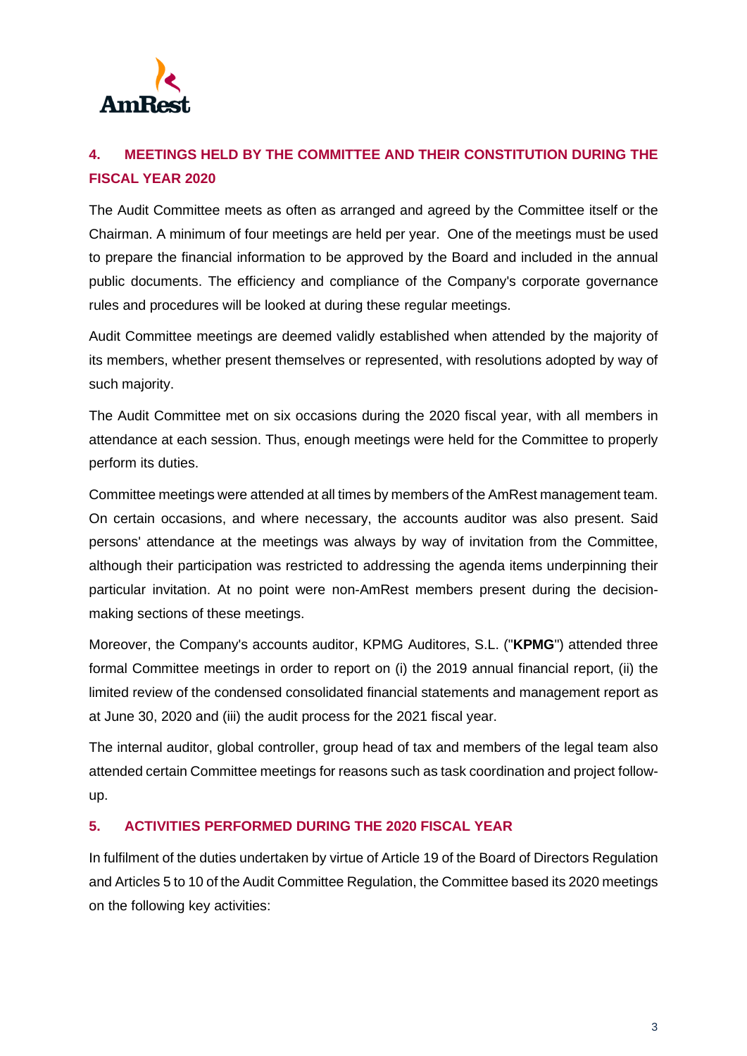## 4. MEETINGS HELD BY THE COMMITTEE AND THEIR CONSTITUTION DURING THE FISCAL YEAR 2020

The Audit Committee meets as often as arranged and agreed by the Committee itself or the Chairman. A minimum of four meetings are held per year. One of the meetings must be used to prepare the financial information to be approved by the Board and included in the annual public documents. The efficiency and compliance of the Company's corporate governance rules and procedures will be looked at during these regular meetings.

Audit Committee meetings are deemed validly established when attended by the majority of its members, whether present themselves or represented, with resolutions adopted by way of such majority.

The Audit Committee met on six occasions during the 2020 fiscal year, with all members in attendance at each session. Thus, enough meetings were held for the Committee to properly perform its duties.

Committee meetings were attended at all times by members of the AmRest management team. On certain occasions, and where necessary, the accounts auditor was also present. Said persons' attendance at the meetings was always by way of invitation from the Committee, although their participation was restricted to addressing the agenda items underpinning their particular invitation. At no point were non-AmRest members present during the decision-making sections of these meetings.

Moreover, the Company's accounts auditor, KPMG Auditores, S.L. ("**KPMG**") attended three formal Committee meetings in order to report on (i) the 2019 annual financial report, (ii) the limited review of the condensed consolidated financial statements and management report as at June 30, 2020 and (iii) the audit process for the 2021 fiscal year.

The internal auditor, global controller, group head of tax and members of the legal team also attended certain Committee meetings for reasons such as task coordination and project follow-up.

## 5. ACTIVITIES PERFORMED DURING THE 2020 FISCAL YEAR

In fulfilment of the duties undertaken by virtue of Article 19 of the Board of Directors Regulation and Articles 5 to 10 of the Audit Committee Regulation, the Committee based its 2020 meetings on the following key activities: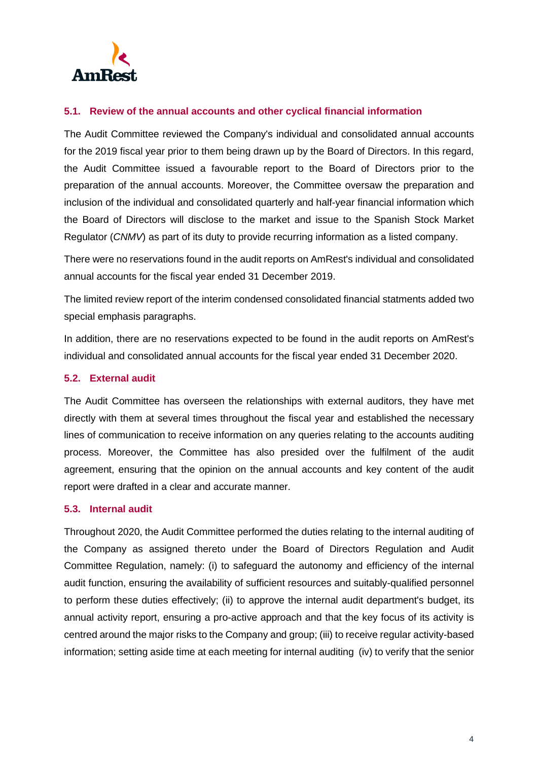### 5.1. Review of the annual accounts and other cyclical financial information

The Audit Committee reviewed the Company's individual and consolidated annual accounts for the 2019 fiscal year prior to them being drawn up by the Board of Directors. In this regard, the Audit Committee issued a favourable report to the Board of Directors prior to the preparation of the annual accounts. Moreover, the Committee oversaw the preparation and inclusion of the individual and consolidated quarterly and half-year financial information which the Board of Directors will disclose to the market and issue to the Spanish Stock Market Regulator (*CNMV*) as part of its duty to provide recurring information as a listed company.

There were no reservations found in the audit reports on AmRest's individual and consolidated annual accounts for the fiscal year ended 31 December 2019.

The limited review report of the interim condensed consolidated financial statments added two special emphasis paragraphs.

In addition, there are no reservations expected to be found in the audit reports on AmRest's individual and consolidated annual accounts for the fiscal year ended 31 December 2020.

### 5.2. External audit

The Audit Committee has overseen the relationships with external auditors, they have met directly with them at several times throughout the fiscal year and established the necessary lines of communication to receive information on any queries relating to the accounts auditing process. Moreover, the Committee has also presided over the fulfilment of the audit agreement, ensuring that the opinion on the annual accounts and key content of the audit report were drafted in a clear and accurate manner.

### 5.3. Internal audit

Throughout 2020, the Audit Committee performed the duties relating to the internal auditing of the Company as assigned thereto under the Board of Directors Regulation and Audit Committee Regulation, namely: (i) to safeguard the autonomy and efficiency of the internal audit function, ensuring the availability of sufficient resources and suitably-qualified personnel to perform these duties effectively; (ii) to approve the internal audit department's budget, its annual activity report, ensuring a pro-active approach and that the key focus of its activity is centred around the major risks to the Company and group; (iii) to receive regular activity-based information; setting aside time at each meeting for internal auditing (iv) to verify that the senior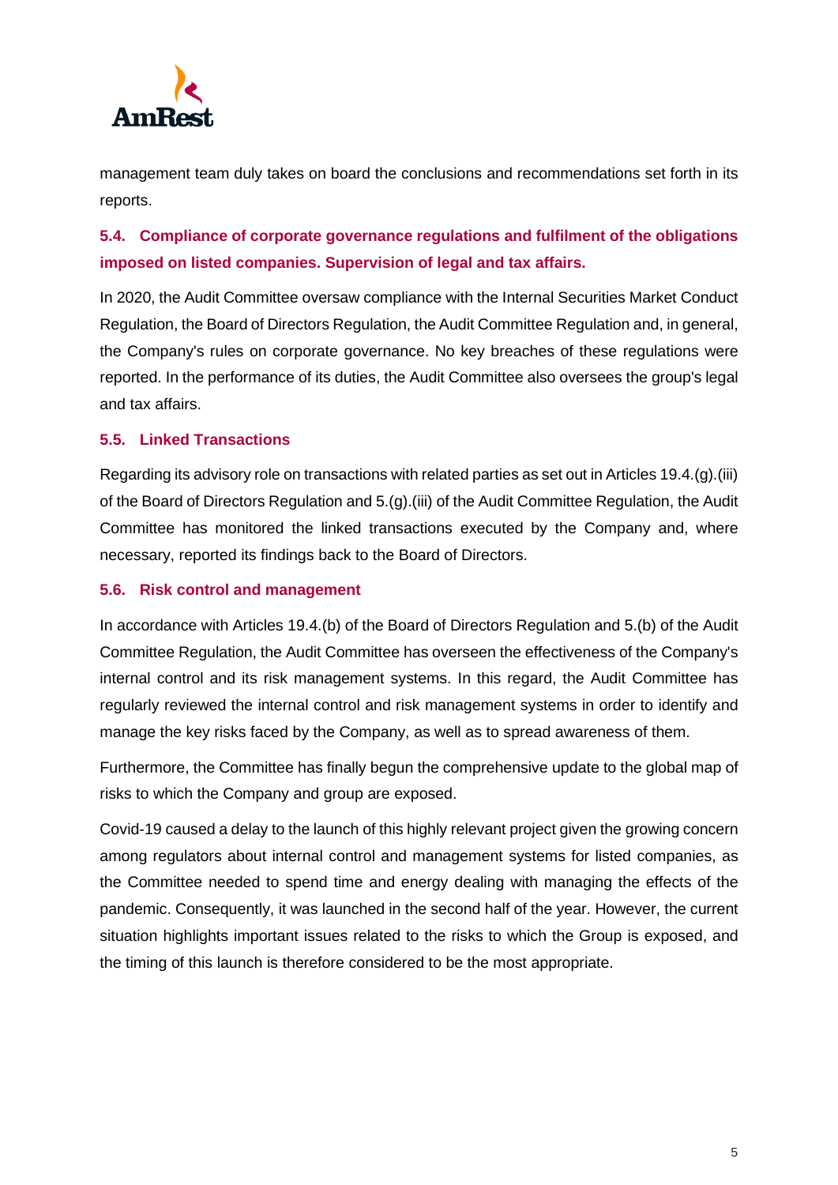management team duly takes on board the conclusions and recommendations set forth in its reports.

### 5.4. Compliance of corporate governance regulations and fulfilment of the obligations imposed on listed companies. Supervision of legal and tax affairs.

In 2020, the Audit Committee oversaw compliance with the Internal Securities Market Conduct Regulation, the Board of Directors Regulation, the Audit Committee Regulation and, in general, the Company's rules on corporate governance. No key breaches of these regulations were reported. In the performance of its duties, the Audit Committee also oversees the group's legal and tax affairs.

### 5.5. Linked Transactions

Regarding its advisory role on transactions with related parties as set out in Articles 19.4.(g).(iii) of the Board of Directors Regulation and 5.(g).(iii) of the Audit Committee Regulation, the Audit Committee has monitored the linked transactions executed by the Company and, where necessary, reported its findings back to the Board of Directors.

### 5.6. Risk control and management

In accordance with Articles 19.4.(b) of the Board of Directors Regulation and 5.(b) of the Audit Committee Regulation, the Audit Committee has overseen the effectiveness of the Company's internal control and its risk management systems. In this regard, the Audit Committee has regularly reviewed the internal control and risk management systems in order to identify and manage the key risks faced by the Company, as well as to spread awareness of them.

Furthermore, the Committee has finally begun the comprehensive update to the global map of risks to which the Company and group are exposed.

Covid-19 caused a delay to the launch of this highly relevant project given the growing concern among regulators about internal control and management systems for listed companies, as the Committee needed to spend time and energy dealing with managing the effects of the pandemic. Consequently, it was launched in the second half of the year. However, the current situation highlights important issues related to the risks to which the Group is exposed, and the timing of this launch is therefore considered to be the most appropriate.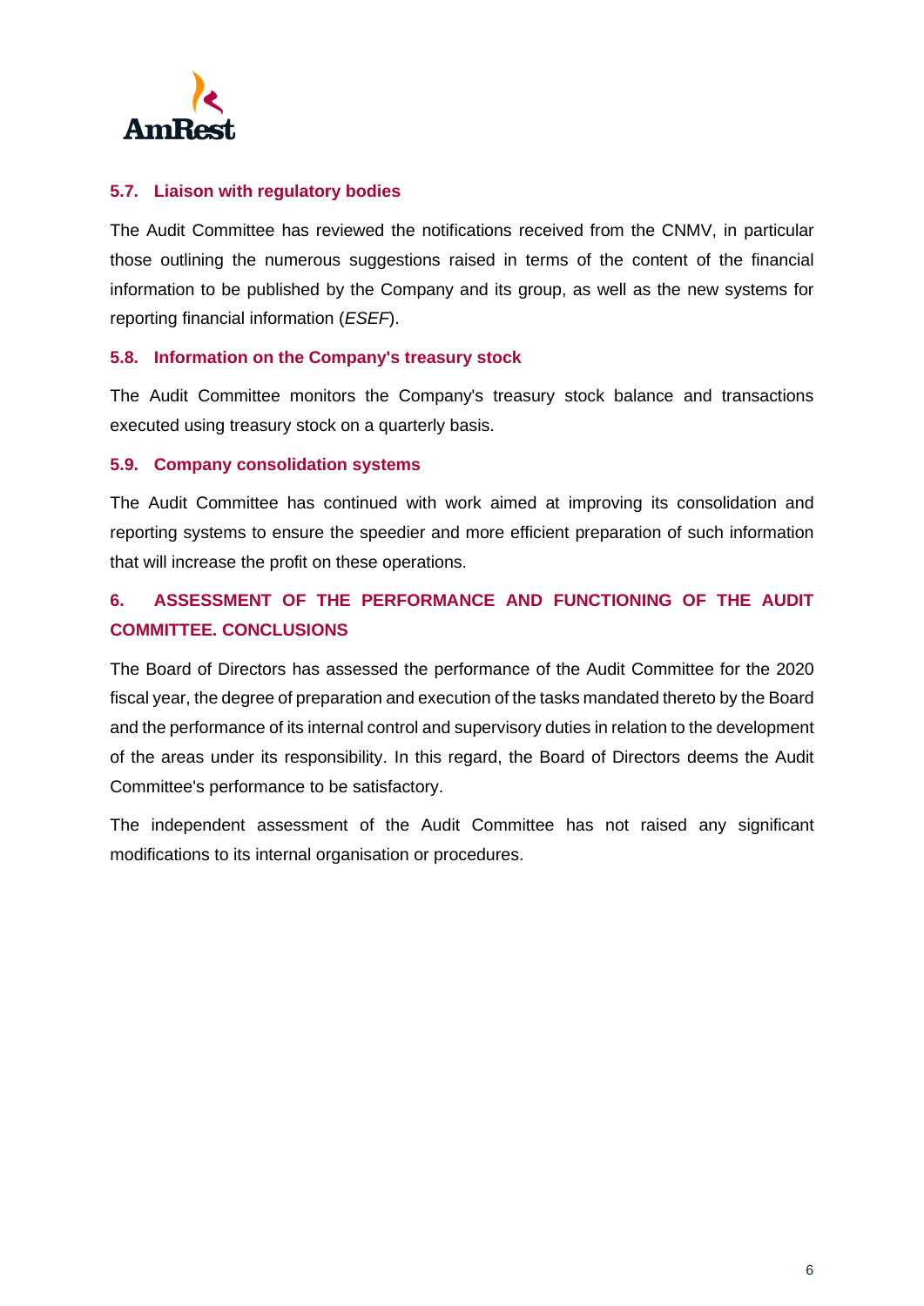### 5.7. Liaison with regulatory bodies

The Audit Committee has reviewed the notifications received from the CNMV, in particular those outlining the numerous suggestions raised in terms of the content of the financial information to be published by the Company and its group, as well as the new systems for reporting financial information (*ESEF*).

### 5.8. Information on the Company's treasury stock

The Audit Committee monitors the Company's treasury stock balance and transactions executed using treasury stock on a quarterly basis.

### 5.9. Company consolidation systems

The Audit Committee has continued with work aimed at improving its consolidation and reporting systems to ensure the speedier and more efficient preparation of such information that will increase the profit on these operations.

## 6. ASSESSMENT OF THE PERFORMANCE AND FUNCTIONING OF THE AUDIT COMMITTEE. CONCLUSIONS

The Board of Directors has assessed the performance of the Audit Committee for the 2020 fiscal year, the degree of preparation and execution of the tasks mandated thereto by the Board and the performance of its internal control and supervisory duties in relation to the development of the areas under its responsibility. In this regard, the Board of Directors deems the Audit Committee's performance to be satisfactory.

The independent assessment of the Audit Committee has not raised any significant modifications to its internal organisation or procedures.